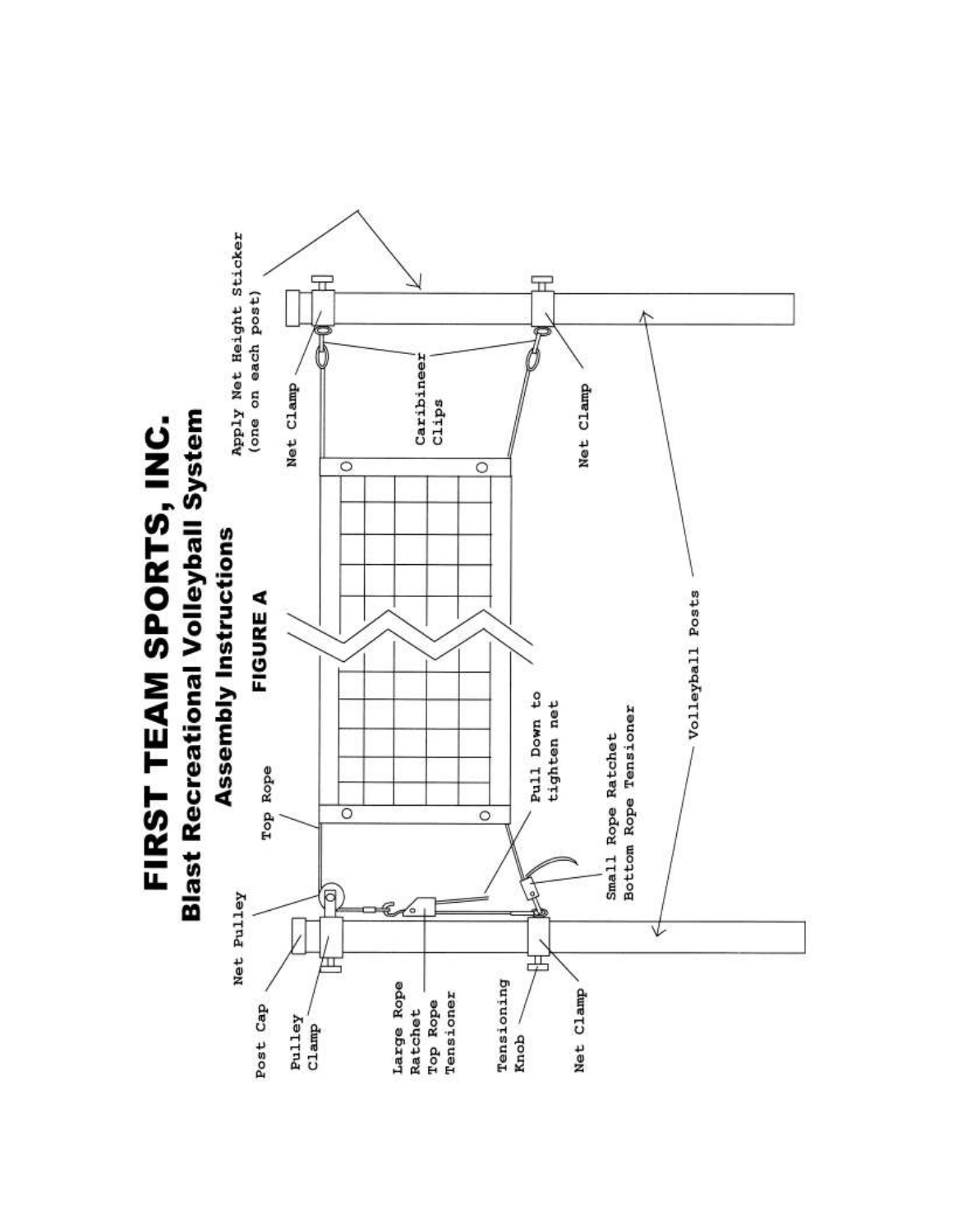# FIRST TEAM SPORTS, INC.

## Blast Recreational Volleyball System

### Assembly Instructions

**FIGURE A**

Apply Net Height Sticker (one on each post)

Net Clamp

Caribineer Clips

Net Clamp

Volleyball Posts

Top Rope

Pull Down to tighten net

Small Rope Ratchet Bottom Rope Tensioner

Net Pulley

Post Cap

Pulley Clamp

Large Rope Ratchet Top Rope Tensioner

Tensioning Knob

Net Clamp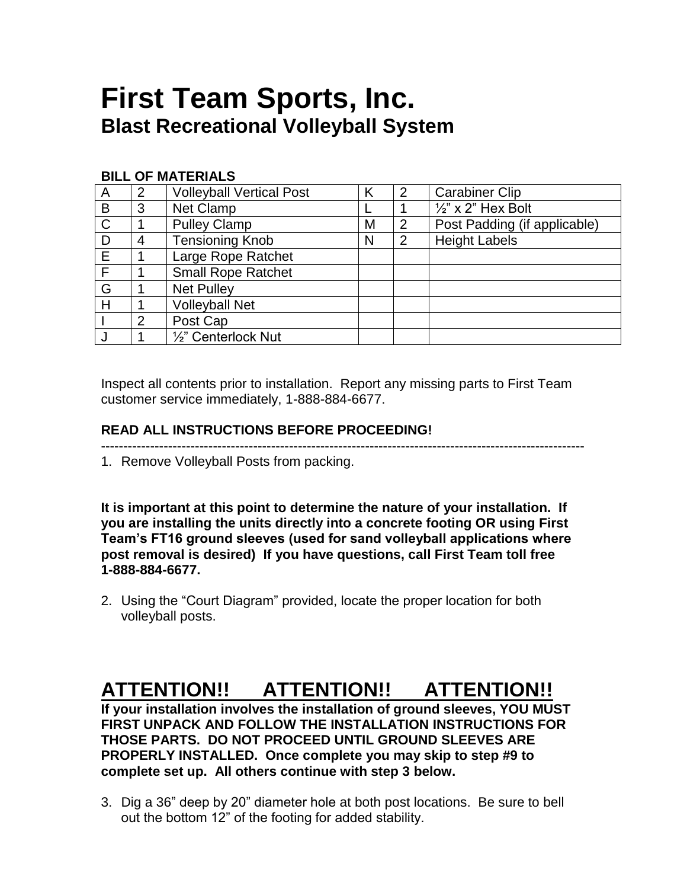# First Team Sports, Inc.
## Blast Recreational Volleyball System

**BILL OF MATERIALS**

| | | | | | |
|---|---|---|---|---|---|
| A | 2 | Volleyball Vertical Post | K | 2 | Carabiner Clip |
| B | 3 | Net Clamp | L | 1 | ½" x 2" Hex Bolt |
| C | 1 | Pulley Clamp | M | 2 | Post Padding (if applicable) |
| D | 4 | Tensioning Knob | N | 2 | Height Labels |
| E | 1 | Large Rope Ratchet | | | |
| F | 1 | Small Rope Ratchet | | | |
| G | 1 | Net Pulley | | | |
| H | 1 | Volleyball Net | | | |
| I | 2 | Post Cap | | | |
| J | 1 | ½" Centerlock Nut | | | |

Inspect all contents prior to installation. Report any missing parts to First Team customer service immediately, 1-888-884-6677.

**READ ALL INSTRUCTIONS BEFORE PROCEEDING!**

---

1. Remove Volleyball Posts from packing.

**It is important at this point to determine the nature of your installation. If you are installing the units directly into a concrete footing OR using First Team's FT16 ground sleeves (used for sand volleyball applications where post removal is desired) If you have questions, call First Team toll free 1-888-884-6677.**

2. Using the "Court Diagram" provided, locate the proper location for both volleyball posts.

## ATTENTION!! ATTENTION!! ATTENTION!!

**If your installation involves the installation of ground sleeves, YOU MUST FIRST UNPACK AND FOLLOW THE INSTALLATION INSTRUCTIONS FOR THOSE PARTS. DO NOT PROCEED UNTIL GROUND SLEEVES ARE PROPERLY INSTALLED. Once complete you may skip to step #9 to complete set up. All others continue with step 3 below.**

3. Dig a 36" deep by 20" diameter hole at both post locations. Be sure to bell out the bottom 12" of the footing for added stability.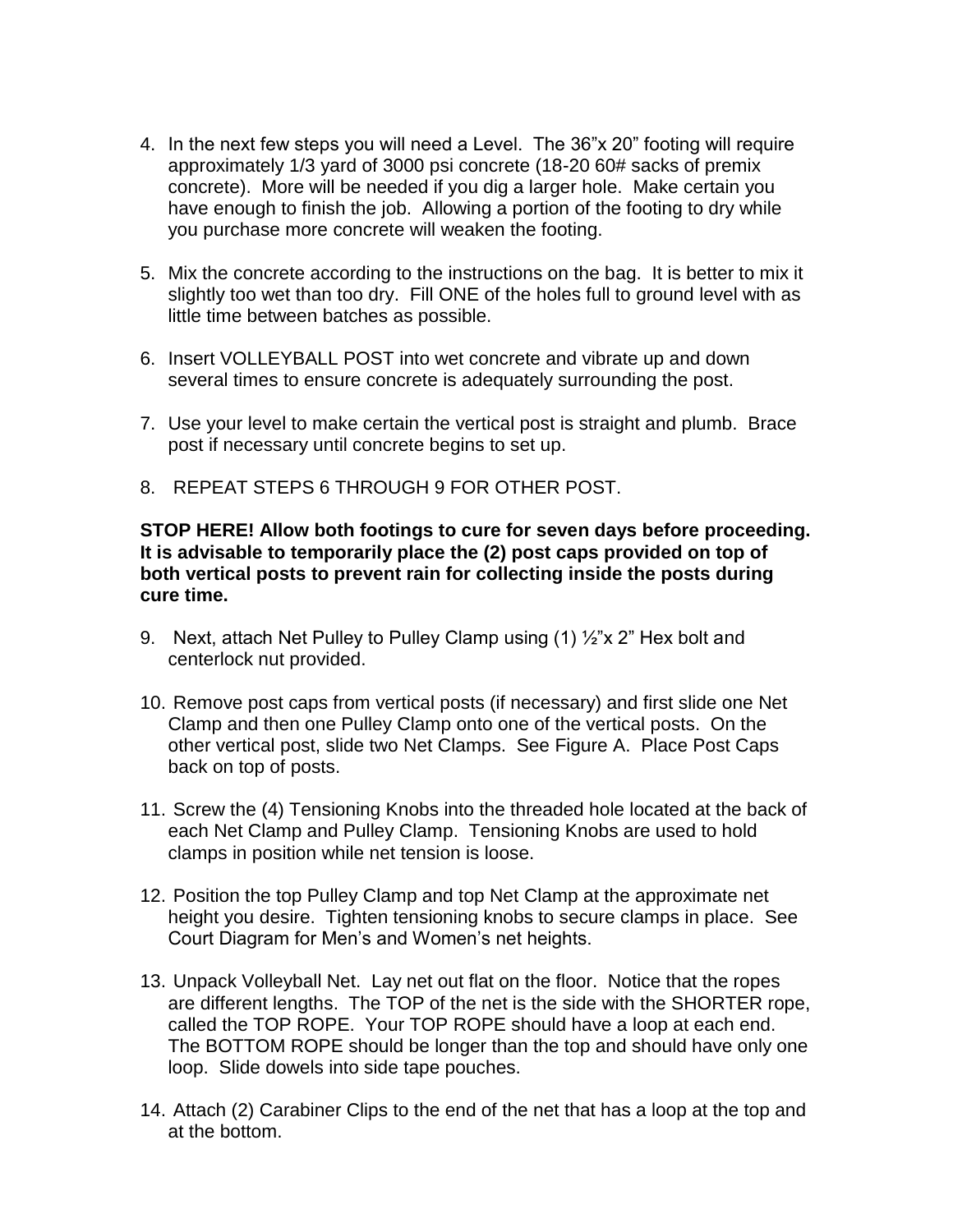4. In the next few steps you will need a Level. The 36"x 20" footing will require approximately 1/3 yard of 3000 psi concrete (18-20 60# sacks of premix concrete). More will be needed if you dig a larger hole. Make certain you have enough to finish the job. Allowing a portion of the footing to dry while you purchase more concrete will weaken the footing.

5. Mix the concrete according to the instructions on the bag. It is better to mix it slightly too wet than too dry. Fill ONE of the holes full to ground level with as little time between batches as possible.

6. Insert VOLLEYBALL POST into wet concrete and vibrate up and down several times to ensure concrete is adequately surrounding the post.

7. Use your level to make certain the vertical post is straight and plumb. Brace post if necessary until concrete begins to set up.

8. REPEAT STEPS 6 THROUGH 9 FOR OTHER POST.

**STOP HERE! Allow both footings to cure for seven days before proceeding. It is advisable to temporarily place the (2) post caps provided on top of both vertical posts to prevent rain for collecting inside the posts during cure time.**

9. Next, attach Net Pulley to Pulley Clamp using (1) ½"x 2" Hex bolt and centerlock nut provided.

10. Remove post caps from vertical posts (if necessary) and first slide one Net Clamp and then one Pulley Clamp onto one of the vertical posts. On the other vertical post, slide two Net Clamps. See Figure A. Place Post Caps back on top of posts.

11. Screw the (4) Tensioning Knobs into the threaded hole located at the back of each Net Clamp and Pulley Clamp. Tensioning Knobs are used to hold clamps in position while net tension is loose.

12. Position the top Pulley Clamp and top Net Clamp at the approximate net height you desire. Tighten tensioning knobs to secure clamps in place. See Court Diagram for Men's and Women's net heights.

13. Unpack Volleyball Net. Lay net out flat on the floor. Notice that the ropes are different lengths. The TOP of the net is the side with the SHORTER rope, called the TOP ROPE. Your TOP ROPE should have a loop at each end. The BOTTOM ROPE should be longer than the top and should have only one loop. Slide dowels into side tape pouches.

14. Attach (2) Carabiner Clips to the end of the net that has a loop at the top and at the bottom.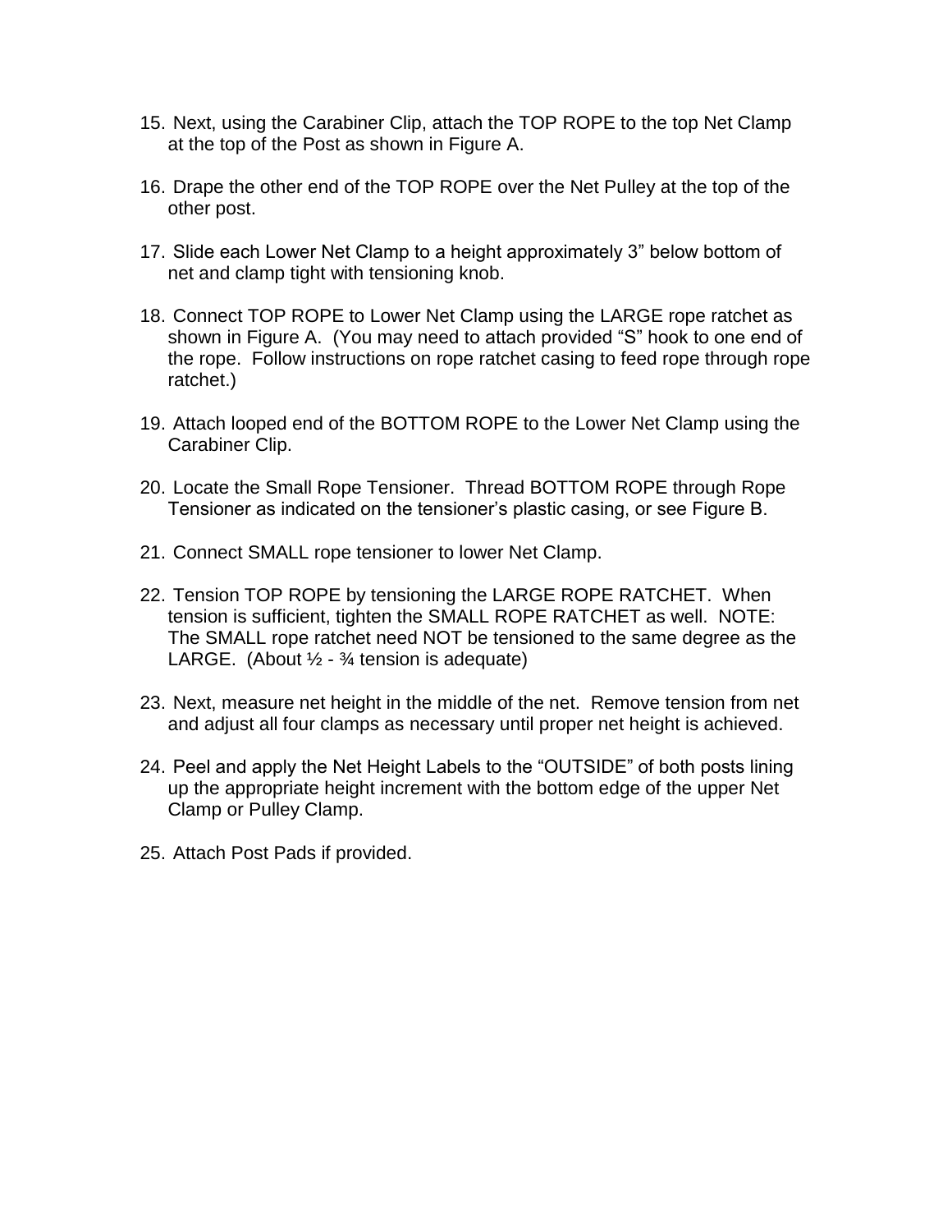15. Next, using the Carabiner Clip, attach the TOP ROPE to the top Net Clamp at the top of the Post as shown in Figure A.

16. Drape the other end of the TOP ROPE over the Net Pulley at the top of the other post.

17. Slide each Lower Net Clamp to a height approximately 3” below bottom of net and clamp tight with tensioning knob.

18. Connect TOP ROPE to Lower Net Clamp using the LARGE rope ratchet as shown in Figure A. (You may need to attach provided “S” hook to one end of the rope. Follow instructions on rope ratchet casing to feed rope through rope ratchet.)

19. Attach looped end of the BOTTOM ROPE to the Lower Net Clamp using the Carabiner Clip.

20. Locate the Small Rope Tensioner. Thread BOTTOM ROPE through Rope Tensioner as indicated on the tensioner’s plastic casing, or see Figure B.

21. Connect SMALL rope tensioner to lower Net Clamp.

22. Tension TOP ROPE by tensioning the LARGE ROPE RATCHET. When tension is sufficient, tighten the SMALL ROPE RATCHET as well. NOTE: The SMALL rope ratchet need NOT be tensioned to the same degree as the LARGE. (About ½ - ¾ tension is adequate)

23. Next, measure net height in the middle of the net. Remove tension from net and adjust all four clamps as necessary until proper net height is achieved.

24. Peel and apply the Net Height Labels to the “OUTSIDE” of both posts lining up the appropriate height increment with the bottom edge of the upper Net Clamp or Pulley Clamp.

25. Attach Post Pads if provided.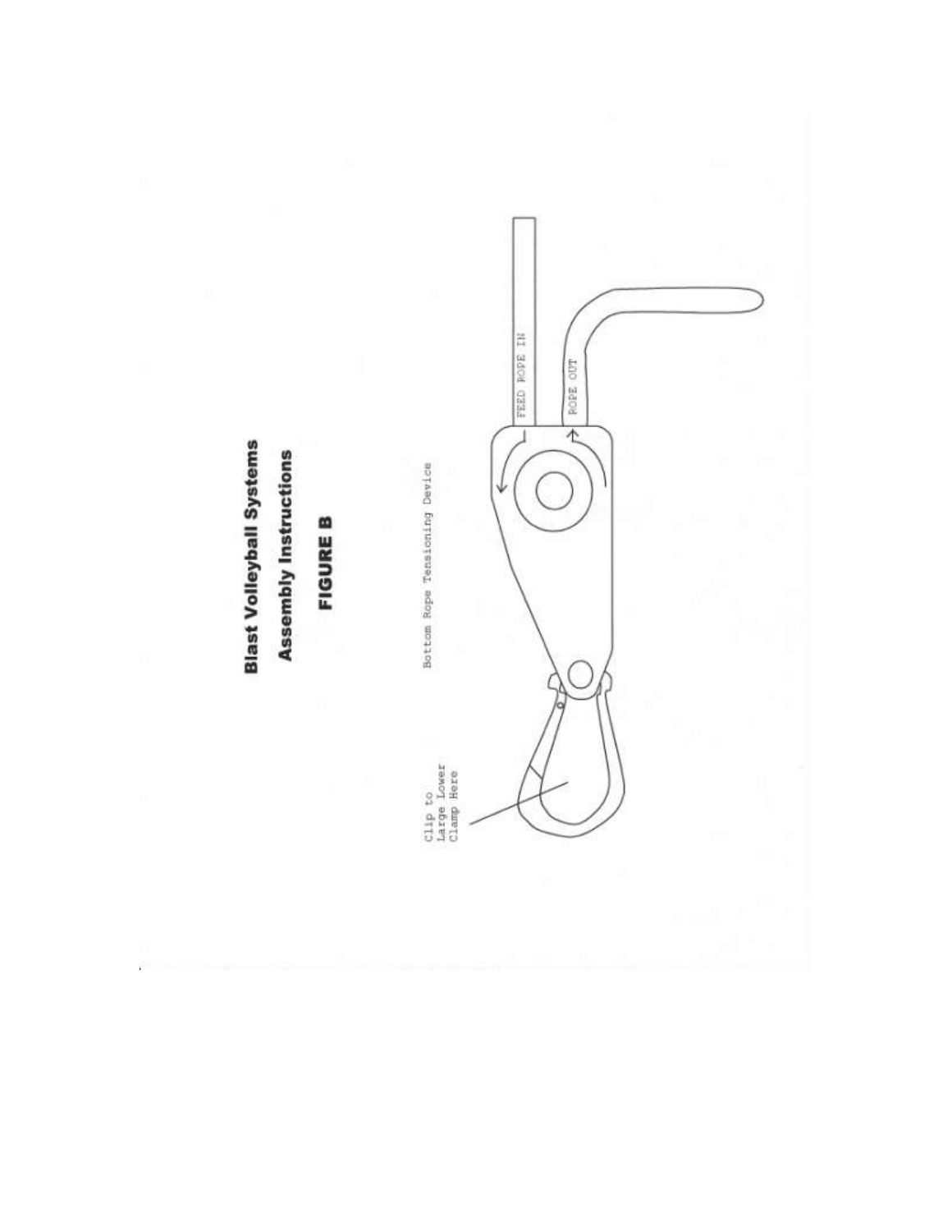# Blast Volleyball Systems

## Assembly Instructions

## FIGURE B

Bottom Rope Tensioning Device

FEED ROPE IN

ROPE OUT

Clip to Large Lower Clamp Here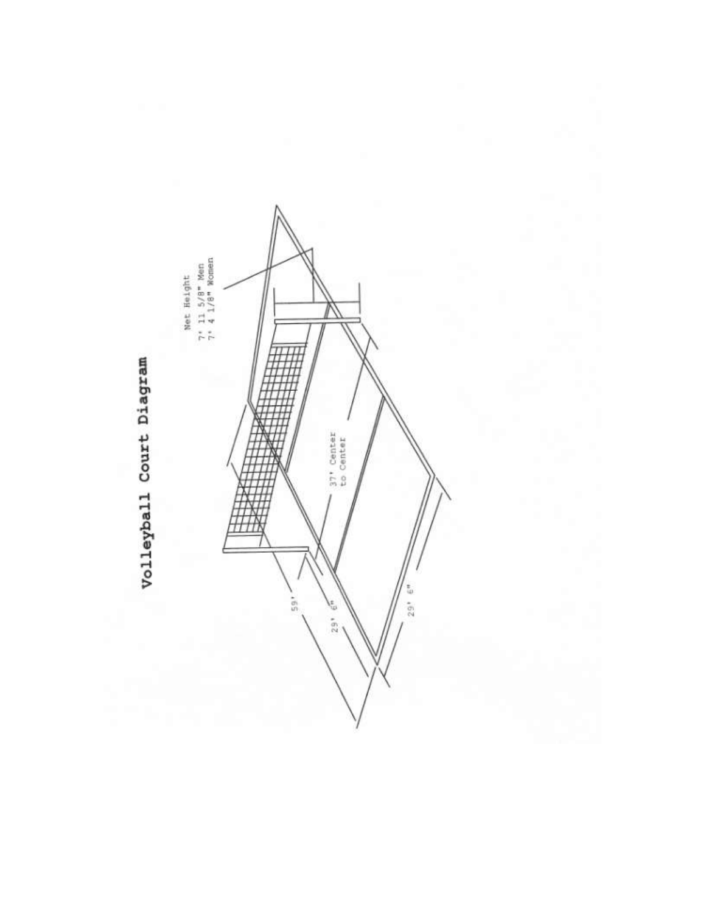# Volleyball Court Diagram

Net Height

7' 11 5/8" Men

7' 4 1/8" Women

37' Center to Center

59'

29' 6"

29' 6"